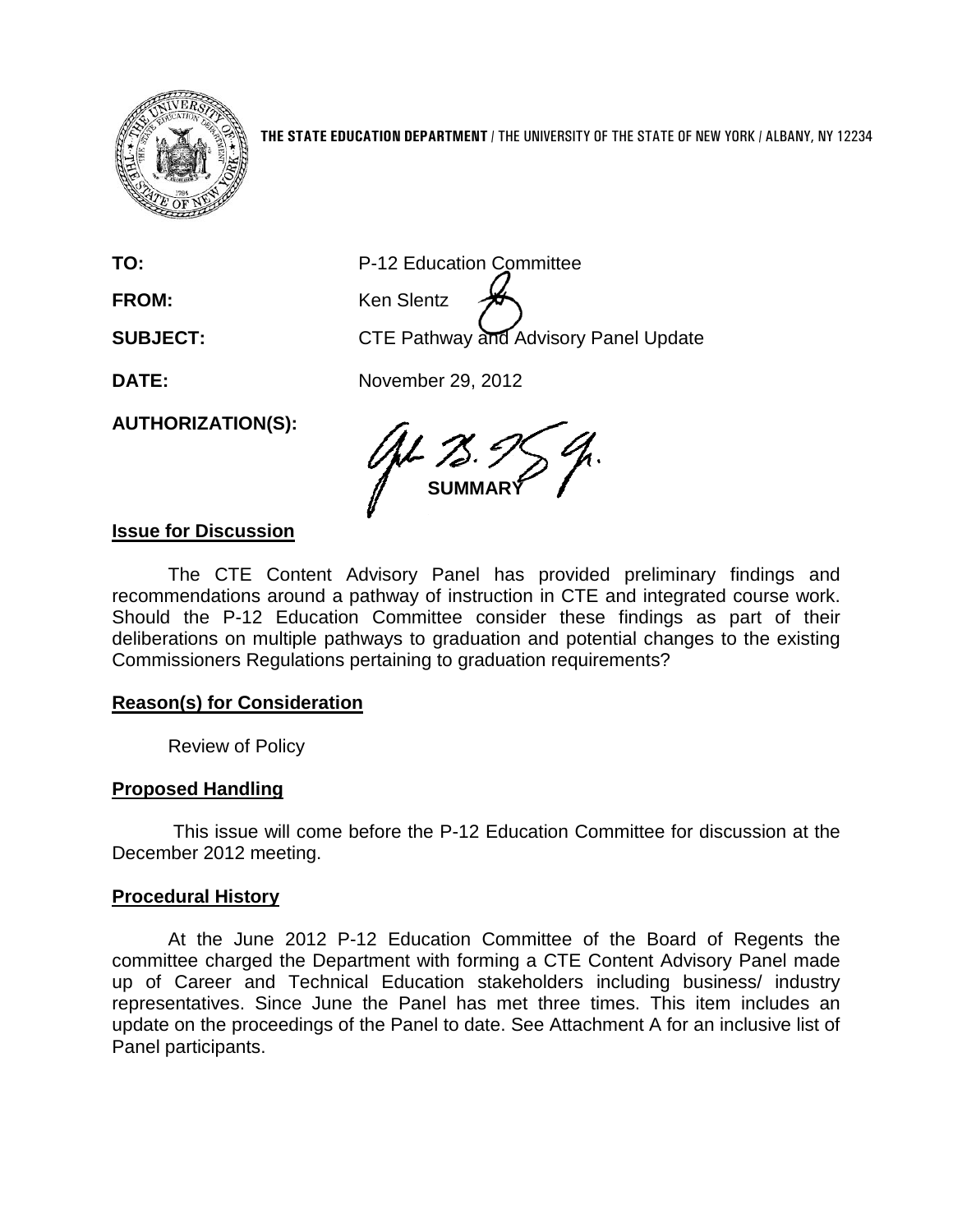**THE STATE EDUCATION DEPARTMENT** / THE UNIVERSITY OF THE STATE OF NEW YORK / ALBANY, NY 12234

**TO:** P-12 Education Committee

**FROM:** Ken Slentz

**SUBJECT:** CTE Pathway and Advisory Panel Update

**DATE:** November 29, 2012

**AUTHORIZATION(S):**

**SUMMARY**

## Issue for Discussion

The CTE Content Advisory Panel has provided preliminary findings and recommendations around a pathway of instruction in CTE and integrated course work. Should the P-12 Education Committee consider these findings as part of their deliberations on multiple pathways to graduation and potential changes to the existing Commissioners Regulations pertaining to graduation requirements?

## Reason(s) for Consideration

Review of Policy

## Proposed Handling

This issue will come before the P-12 Education Committee for discussion at the December 2012 meeting.

## Procedural History

At the June 2012 P-12 Education Committee of the Board of Regents the committee charged the Department with forming a CTE Content Advisory Panel made up of Career and Technical Education stakeholders including business/ industry representatives. Since June the Panel has met three times. This item includes an update on the proceedings of the Panel to date. See Attachment A for an inclusive list of Panel participants.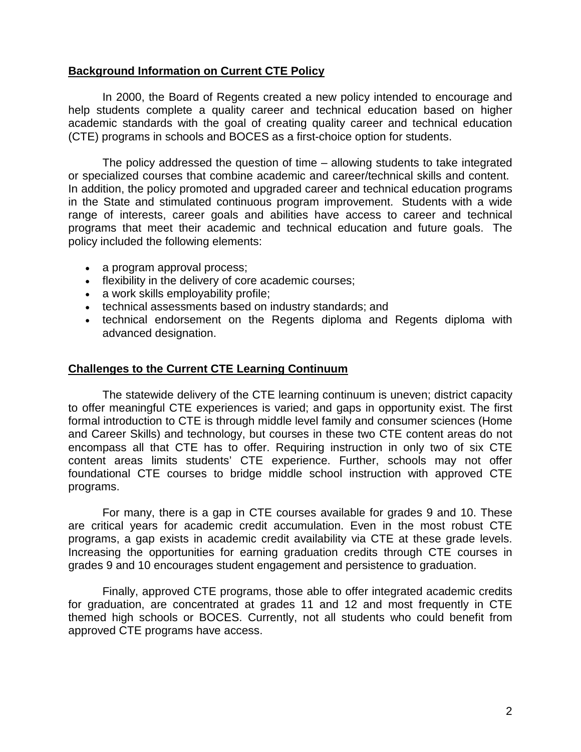## Background Information on Current CTE Policy

In 2000, the Board of Regents created a new policy intended to encourage and help students complete a quality career and technical education based on higher academic standards with the goal of creating quality career and technical education (CTE) programs in schools and BOCES as a first-choice option for students.

The policy addressed the question of time – allowing students to take integrated or specialized courses that combine academic and career/technical skills and content. In addition, the policy promoted and upgraded career and technical education programs in the State and stimulated continuous program improvement. Students with a wide range of interests, career goals and abilities have access to career and technical programs that meet their academic and technical education and future goals. The policy included the following elements:

- a program approval process;
- flexibility in the delivery of core academic courses;
- a work skills employability profile;
- technical assessments based on industry standards; and
- technical endorsement on the Regents diploma and Regents diploma with advanced designation.

## Challenges to the Current CTE Learning Continuum

The statewide delivery of the CTE learning continuum is uneven; district capacity to offer meaningful CTE experiences is varied; and gaps in opportunity exist. The first formal introduction to CTE is through middle level family and consumer sciences (Home and Career Skills) and technology, but courses in these two CTE content areas do not encompass all that CTE has to offer. Requiring instruction in only two of six CTE content areas limits students' CTE experience. Further, schools may not offer foundational CTE courses to bridge middle school instruction with approved CTE programs.

For many, there is a gap in CTE courses available for grades 9 and 10. These are critical years for academic credit accumulation. Even in the most robust CTE programs, a gap exists in academic credit availability via CTE at these grade levels. Increasing the opportunities for earning graduation credits through CTE courses in grades 9 and 10 encourages student engagement and persistence to graduation.

Finally, approved CTE programs, those able to offer integrated academic credits for graduation, are concentrated at grades 11 and 12 and most frequently in CTE themed high schools or BOCES. Currently, not all students who could benefit from approved CTE programs have access.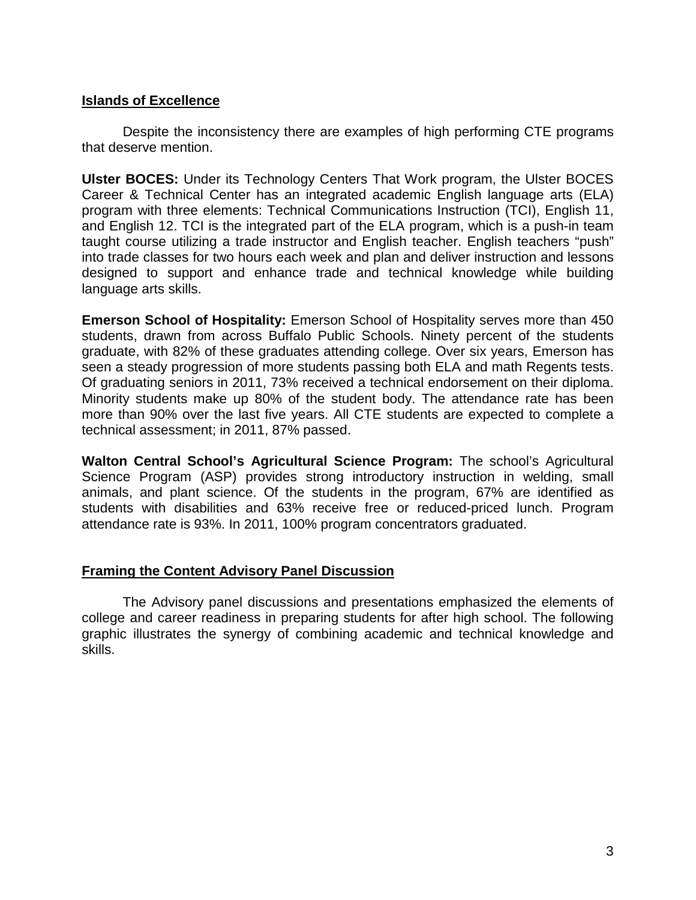## Islands of Excellence

Despite the inconsistency there are examples of high performing CTE programs that deserve mention.

**Ulster BOCES:** Under its Technology Centers That Work program, the Ulster BOCES Career & Technical Center has an integrated academic English language arts (ELA) program with three elements: Technical Communications Instruction (TCI), English 11, and English 12. TCI is the integrated part of the ELA program, which is a push-in team taught course utilizing a trade instructor and English teacher. English teachers "push" into trade classes for two hours each week and plan and deliver instruction and lessons designed to support and enhance trade and technical knowledge while building language arts skills.

**Emerson School of Hospitality:** Emerson School of Hospitality serves more than 450 students, drawn from across Buffalo Public Schools. Ninety percent of the students graduate, with 82% of these graduates attending college. Over six years, Emerson has seen a steady progression of more students passing both ELA and math Regents tests. Of graduating seniors in 2011, 73% received a technical endorsement on their diploma. Minority students make up 80% of the student body. The attendance rate has been more than 90% over the last five years. All CTE students are expected to complete a technical assessment; in 2011, 87% passed.

**Walton Central School's Agricultural Science Program:** The school's Agricultural Science Program (ASP) provides strong introductory instruction in welding, small animals, and plant science. Of the students in the program, 67% are identified as students with disabilities and 63% receive free or reduced-priced lunch. Program attendance rate is 93%. In 2011, 100% program concentrators graduated.

## Framing the Content Advisory Panel Discussion

The Advisory panel discussions and presentations emphasized the elements of college and career readiness in preparing students for after high school. The following graphic illustrates the synergy of combining academic and technical knowledge and skills.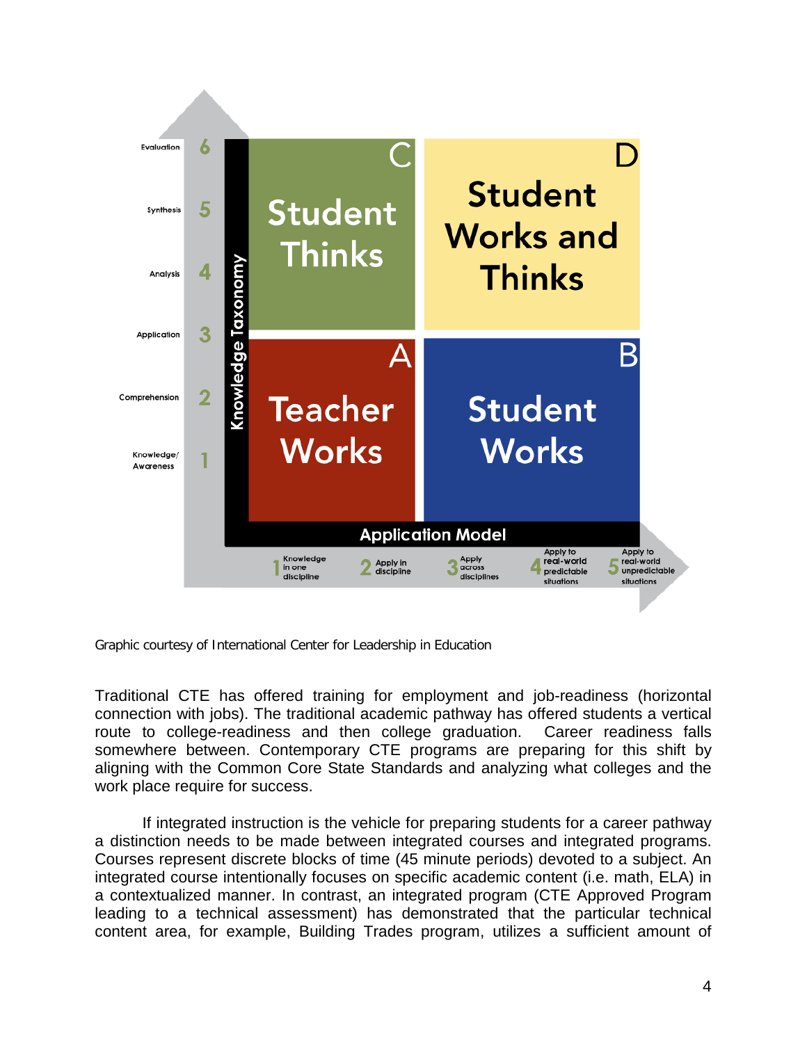**Knowledge Taxonomy** (vertical axis): 1 Knowledge/Awareness, 2 Comprehension, 3 Application, 4 Analysis, 5 Synthesis, 6 Evaluation

**Application Model** (horizontal axis): 1 Knowledge in one discipline, 2 Apply in discipline, 3 Apply across disciplines, 4 Apply to real-world predictable situations, 5 Apply to real-world unpredictable situations

| | |
|---|---|
| C — Student Thinks | D — Student Works and Thinks |
| A — Teacher Works | B — Student Works |

Graphic courtesy of International Center for Leadership in Education

Traditional CTE has offered training for employment and job-readiness (horizontal connection with jobs). The traditional academic pathway has offered students a vertical route to college-readiness and then college graduation. Career readiness falls somewhere between. Contemporary CTE programs are preparing for this shift by aligning with the Common Core State Standards and analyzing what colleges and the work place require for success.

If integrated instruction is the vehicle for preparing students for a career pathway a distinction needs to be made between integrated courses and integrated programs. Courses represent discrete blocks of time (45 minute periods) devoted to a subject. An integrated course intentionally focuses on specific academic content (i.e. math, ELA) in a contextualized manner. In contrast, an integrated program (CTE Approved Program leading to a technical assessment) has demonstrated that the particular technical content area, for example, Building Trades program, utilizes a sufficient amount of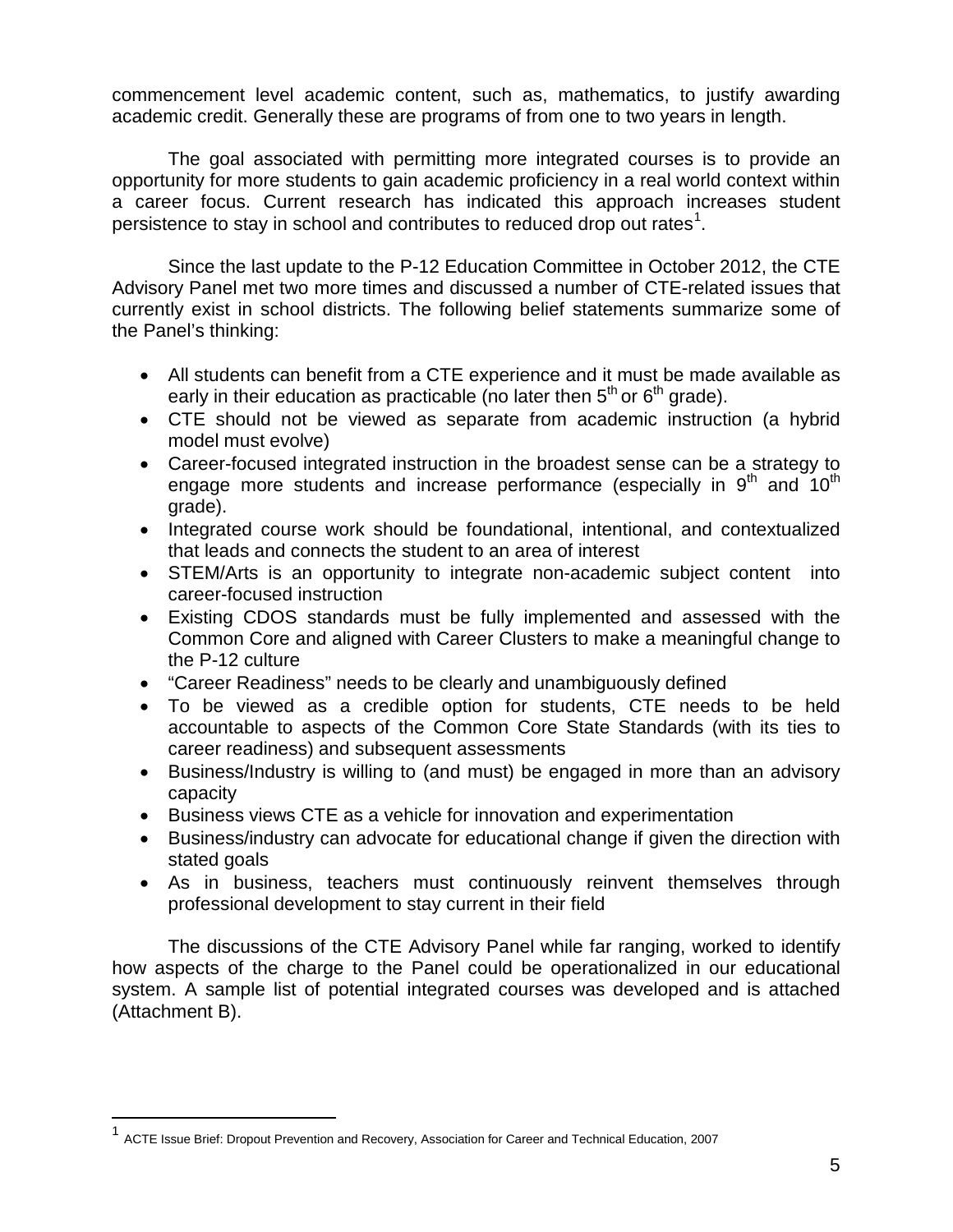commencement level academic content, such as, mathematics, to justify awarding academic credit. Generally these are programs of from one to two years in length.

The goal associated with permitting more integrated courses is to provide an opportunity for more students to gain academic proficiency in a real world context within a career focus. Current research has indicated this approach increases student persistence to stay in school and contributes to reduced drop out rates[1].

Since the last update to the P-12 Education Committee in October 2012, the CTE Advisory Panel met two more times and discussed a number of CTE-related issues that currently exist in school districts. The following belief statements summarize some of the Panel's thinking:

- All students can benefit from a CTE experience and it must be made available as early in their education as practicable (no later then 5th or 6th grade).
- CTE should not be viewed as separate from academic instruction (a hybrid model must evolve)
- Career-focused integrated instruction in the broadest sense can be a strategy to engage more students and increase performance (especially in 9th and 10th grade).
- Integrated course work should be foundational, intentional, and contextualized that leads and connects the student to an area of interest
- STEM/Arts is an opportunity to integrate non-academic subject content into career-focused instruction
- Existing CDOS standards must be fully implemented and assessed with the Common Core and aligned with Career Clusters to make a meaningful change to the P-12 culture
- "Career Readiness" needs to be clearly and unambiguously defined
- To be viewed as a credible option for students, CTE needs to be held accountable to aspects of the Common Core State Standards (with its ties to career readiness) and subsequent assessments
- Business/Industry is willing to (and must) be engaged in more than an advisory capacity
- Business views CTE as a vehicle for innovation and experimentation
- Business/industry can advocate for educational change if given the direction with stated goals
- As in business, teachers must continuously reinvent themselves through professional development to stay current in their field

The discussions of the CTE Advisory Panel while far ranging, worked to identify how aspects of the charge to the Panel could be operationalized in our educational system. A sample list of potential integrated courses was developed and is attached (Attachment B).

---

[1] ACTE Issue Brief: Dropout Prevention and Recovery, Association for Career and Technical Education, 2007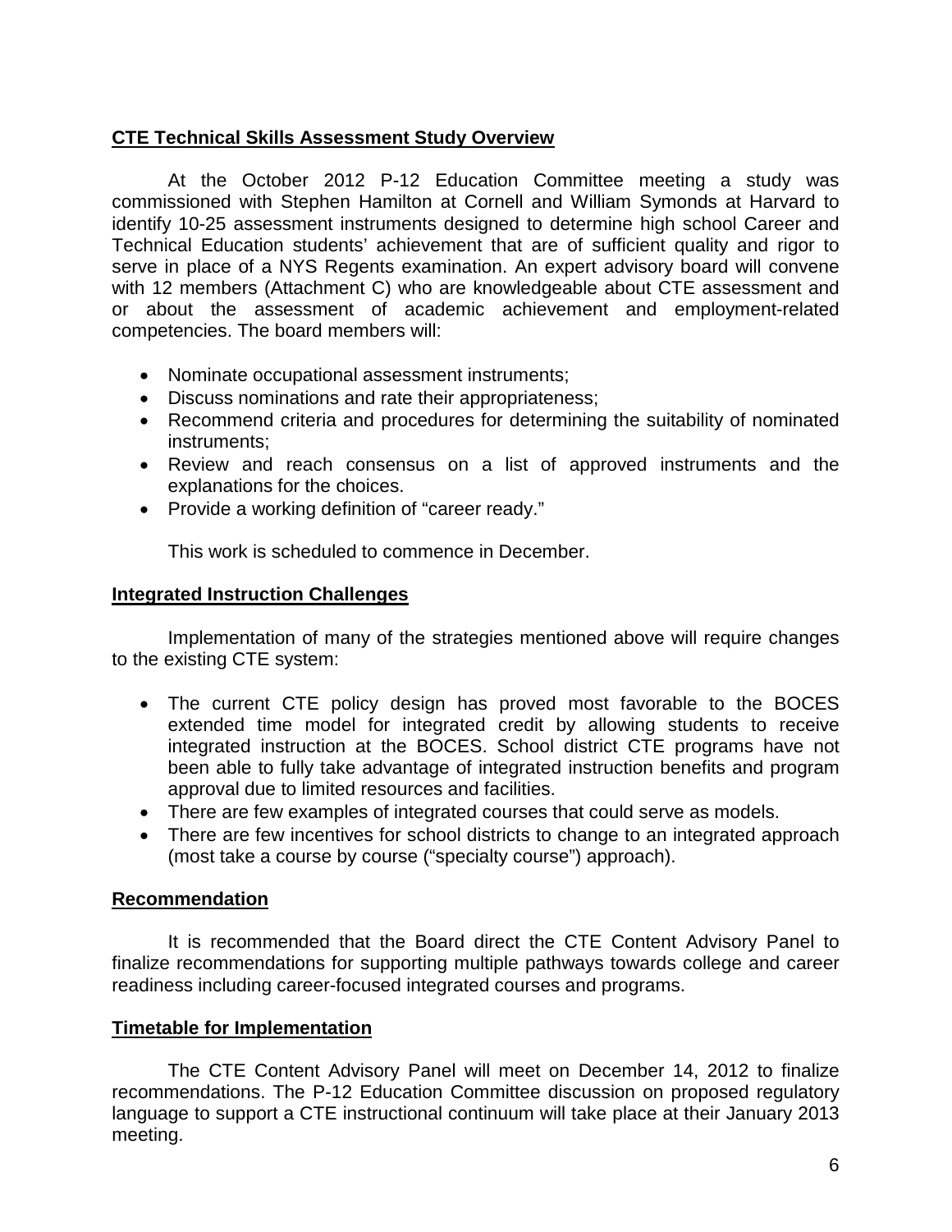## CTE Technical Skills Assessment Study Overview

At the October 2012 P-12 Education Committee meeting a study was commissioned with Stephen Hamilton at Cornell and William Symonds at Harvard to identify 10-25 assessment instruments designed to determine high school Career and Technical Education students' achievement that are of sufficient quality and rigor to serve in place of a NYS Regents examination. An expert advisory board will convene with 12 members (Attachment C) who are knowledgeable about CTE assessment and or about the assessment of academic achievement and employment-related competencies. The board members will:

- Nominate occupational assessment instruments;
- Discuss nominations and rate their appropriateness;
- Recommend criteria and procedures for determining the suitability of nominated instruments;
- Review and reach consensus on a list of approved instruments and the explanations for the choices.
- Provide a working definition of "career ready."

This work is scheduled to commence in December.

## Integrated Instruction Challenges

Implementation of many of the strategies mentioned above will require changes to the existing CTE system:

- The current CTE policy design has proved most favorable to the BOCES extended time model for integrated credit by allowing students to receive integrated instruction at the BOCES. School district CTE programs have not been able to fully take advantage of integrated instruction benefits and program approval due to limited resources and facilities.
- There are few examples of integrated courses that could serve as models.
- There are few incentives for school districts to change to an integrated approach (most take a course by course ("specialty course") approach).

## Recommendation

It is recommended that the Board direct the CTE Content Advisory Panel to finalize recommendations for supporting multiple pathways towards college and career readiness including career-focused integrated courses and programs.

## Timetable for Implementation

The CTE Content Advisory Panel will meet on December 14, 2012 to finalize recommendations. The P-12 Education Committee discussion on proposed regulatory language to support a CTE instructional continuum will take place at their January 2013 meeting.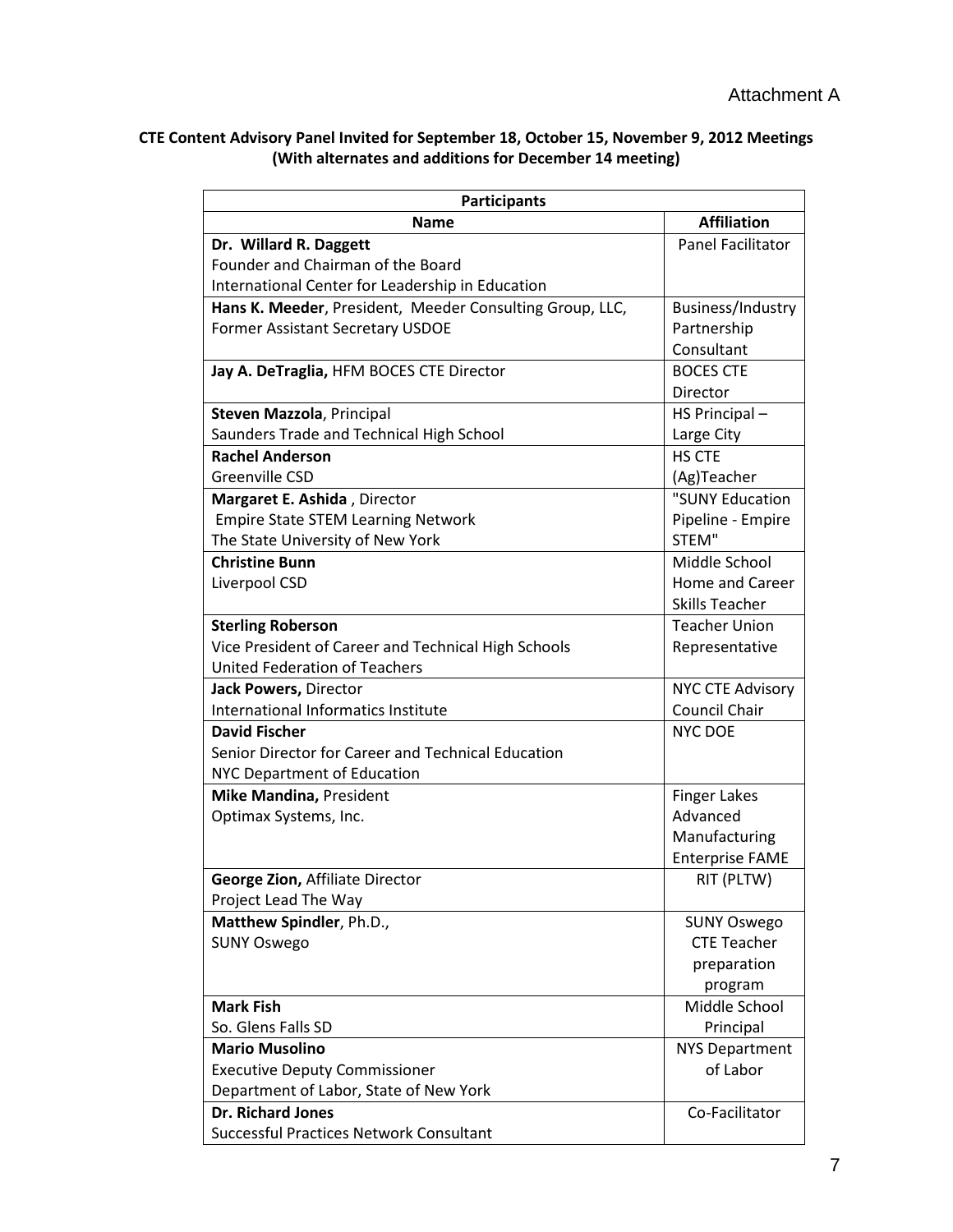Attachment A

**CTE Content Advisory Panel Invited for September 18, October 15, November 9, 2012 Meetings (With alternates and additions for December 14 meeting)**

| Participants | |
|---|---|
| **Name** | **Affiliation** |
| **Dr. Willard R. Daggett**<br>Founder and Chairman of the Board<br>International Center for Leadership in Education | Panel Facilitator |
| **Hans K. Meeder**, President, Meeder Consulting Group, LLC,<br>Former Assistant Secretary USDOE | Business/Industry Partnership Consultant |
| **Jay A. DeTraglia,** HFM BOCES CTE Director | BOCES CTE Director |
| **Steven Mazzola**, Principal<br>Saunders Trade and Technical High School | HS Principal – Large City |
| **Rachel Anderson**<br>Greenville CSD | HS CTE (Ag)Teacher |
| **Margaret E. Ashida** , Director<br>Empire State STEM Learning Network<br>The State University of New York | "SUNY Education Pipeline - Empire STEM" |
| **Christine Bunn**<br>Liverpool CSD | Middle School Home and Career Skills Teacher |
| **Sterling Roberson**<br>Vice President of Career and Technical High Schools<br>United Federation of Teachers | Teacher Union Representative |
| **Jack Powers,** Director<br>International Informatics Institute | NYC CTE Advisory Council Chair |
| **David Fischer**<br>Senior Director for Career and Technical Education<br>NYC Department of Education | NYC DOE |
| **Mike Mandina,** President<br>Optimax Systems, Inc. | Finger Lakes Advanced Manufacturing Enterprise FAME |
| **George Zion,** Affiliate Director<br>Project Lead The Way | RIT (PLTW) |
| **Matthew Spindler**, Ph.D.,<br>SUNY Oswego | SUNY Oswego CTE Teacher preparation program |
| **Mark Fish**<br>So. Glens Falls SD | Middle School Principal |
| **Mario Musolino**<br>Executive Deputy Commissioner<br>Department of Labor, State of New York | NYS Department of Labor |
| **Dr. Richard Jones**<br>Successful Practices Network Consultant | Co-Facilitator |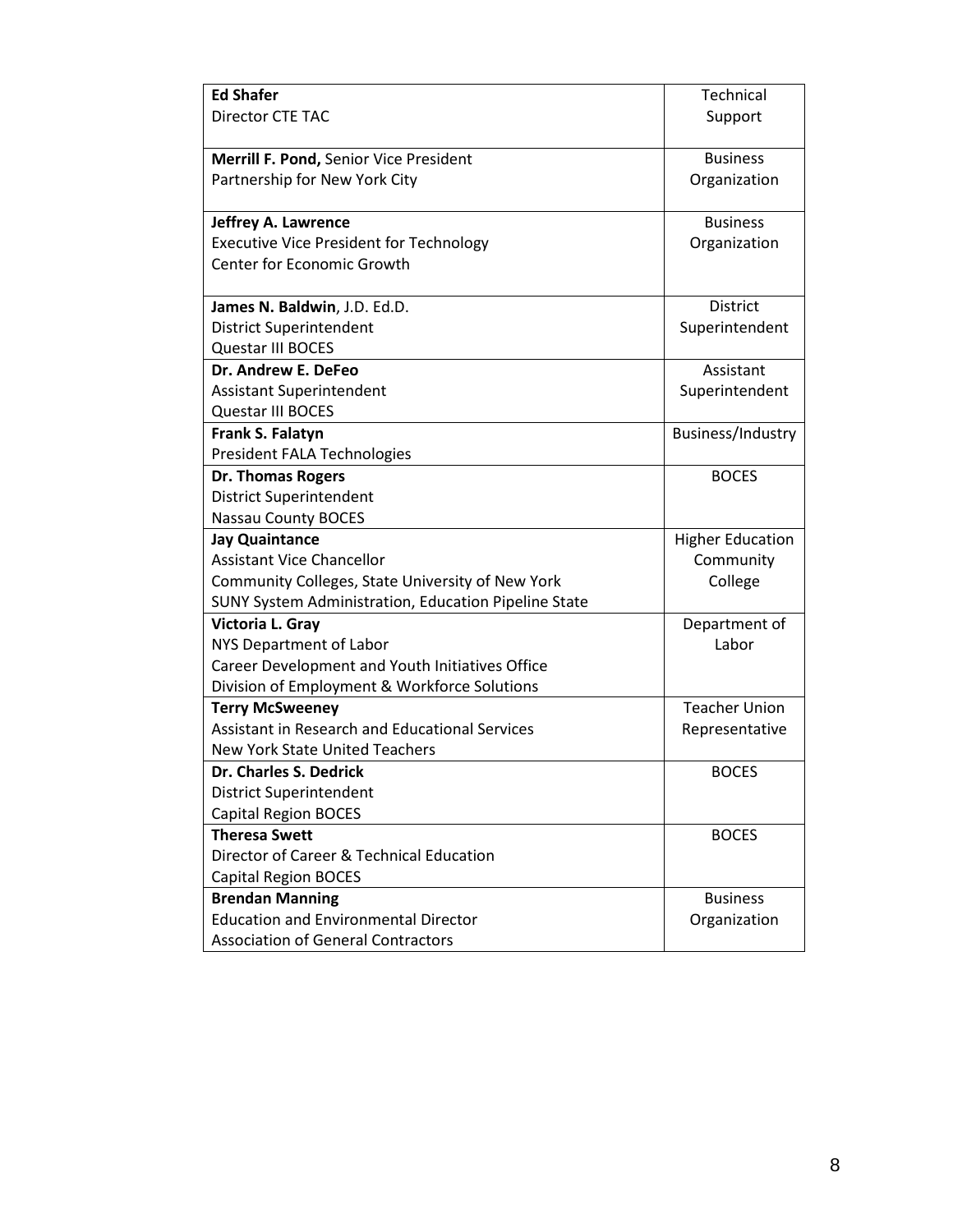| | |
|---|---|
| **Ed Shafer**<br>Director CTE TAC | Technical Support |
| **Merrill F. Pond,** Senior Vice President<br>Partnership for New York City | Business Organization |
| **Jeffrey A. Lawrence**<br>Executive Vice President for Technology<br>Center for Economic Growth | Business Organization |
| **James N. Baldwin**, J.D. Ed.D.<br>District Superintendent<br>Questar III BOCES | District Superintendent |
| **Dr. Andrew E. DeFeo**<br>Assistant Superintendent<br>Questar III BOCES | Assistant Superintendent |
| **Frank S. Falatyn**<br>President FALA Technologies | Business/Industry |
| **Dr. Thomas Rogers**<br>District Superintendent<br>Nassau County BOCES | BOCES |
| **Jay Quaintance**<br>Assistant Vice Chancellor<br>Community Colleges, State University of New York<br>SUNY System Administration, Education Pipeline State | Higher Education Community College |
| **Victoria L. Gray**<br>NYS Department of Labor<br>Career Development and Youth Initiatives Office<br>Division of Employment & Workforce Solutions | Department of Labor |
| **Terry McSweeney**<br>Assistant in Research and Educational Services<br>New York State United Teachers | Teacher Union Representative |
| **Dr. Charles S. Dedrick**<br>District Superintendent<br>Capital Region BOCES | BOCES |
| **Theresa Swett**<br>Director of Career & Technical Education<br>Capital Region BOCES | BOCES |
| **Brendan Manning**<br>Education and Environmental Director<br>Association of General Contractors | Business Organization |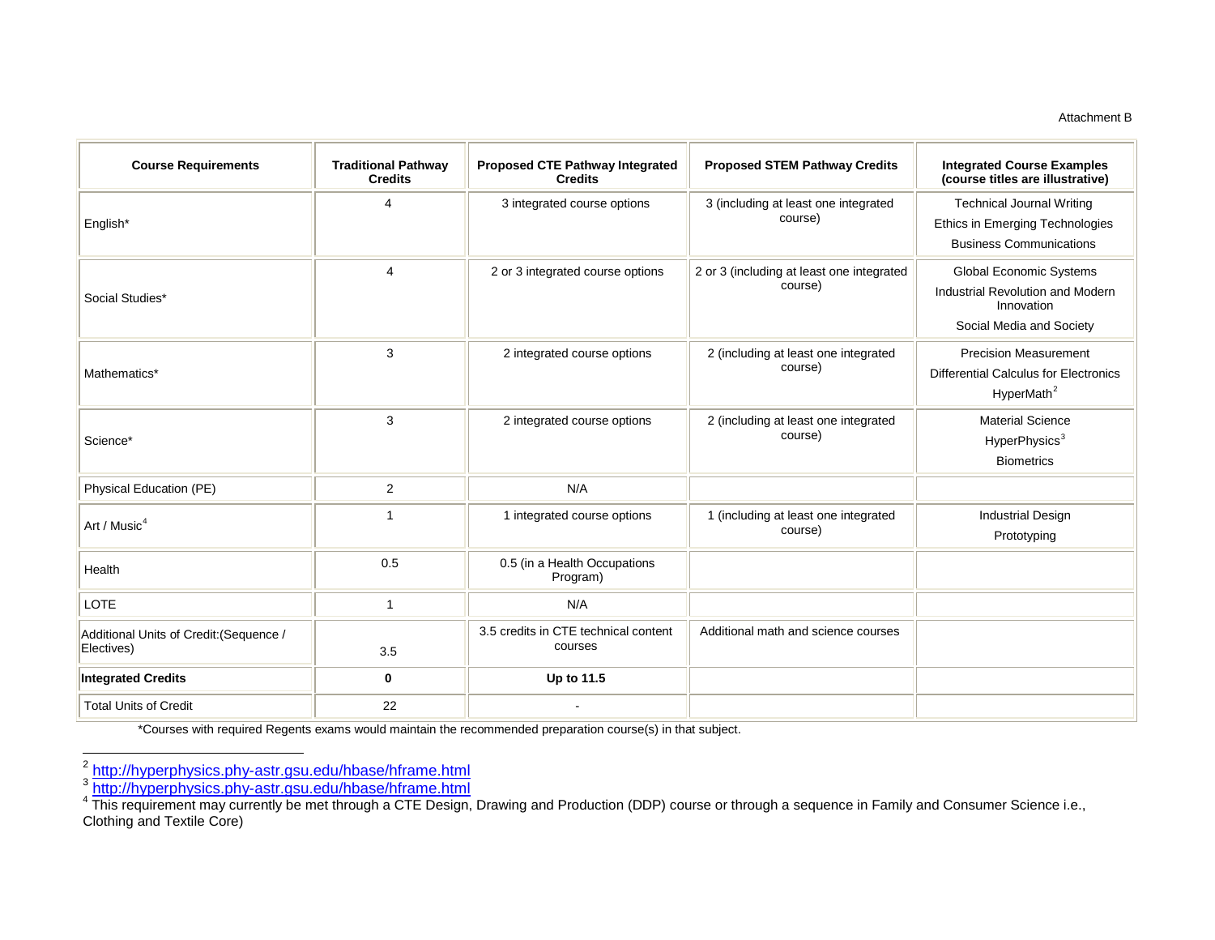Attachment B

| Course Requirements | Traditional Pathway Credits | Proposed CTE Pathway Integrated Credits | Proposed STEM Pathway Credits | Integrated Course Examples (course titles are illustrative) |
|---|---|---|---|---|
| English* | 4 | 3 integrated course options | 3 (including at least one integrated course) | Technical Journal Writing<br>Ethics in Emerging Technologies<br>Business Communications |
| Social Studies* | 4 | 2 or 3 integrated course options | 2 or 3 (including at least one integrated course) | Global Economic Systems<br>Industrial Revolution and Modern Innovation<br>Social Media and Society |
| Mathematics* | 3 | 2 integrated course options | 2 (including at least one integrated course) | Precision Measurement<br>Differential Calculus for Electronics<br>HyperMath[2] |
| Science* | 3 | 2 integrated course options | 2 (including at least one integrated course) | Material Science<br>HyperPhysics[3]<br>Biometrics |
| Physical Education (PE) | 2 | N/A | | |
| Art / Music[4] | 1 | 1 integrated course options | 1 (including at least one integrated course) | Industrial Design<br>Prototyping |
| Health | 0.5 | 0.5 (in a Health Occupations Program) | | |
| LOTE | 1 | N/A | | |
| Additional Units of Credit:(Sequence / Electives) | 3.5 | 3.5 credits in CTE technical content courses | Additional math and science courses | |
| **Integrated Credits** | **0** | **Up to 11.5** | | |
| Total Units of Credit | 22 | - | | |

*Courses with required Regents exams would maintain the recommended preparation course(s) in that subject.

[2] http://hyperphysics.phy-astr.gsu.edu/hbase/hframe.html

[3] http://hyperphysics.phy-astr.gsu.edu/hbase/hframe.html

[4] This requirement may currently be met through a CTE Design, Drawing and Production (DDP) course or through a sequence in Family and Consumer Science i.e., Clothing and Textile Core)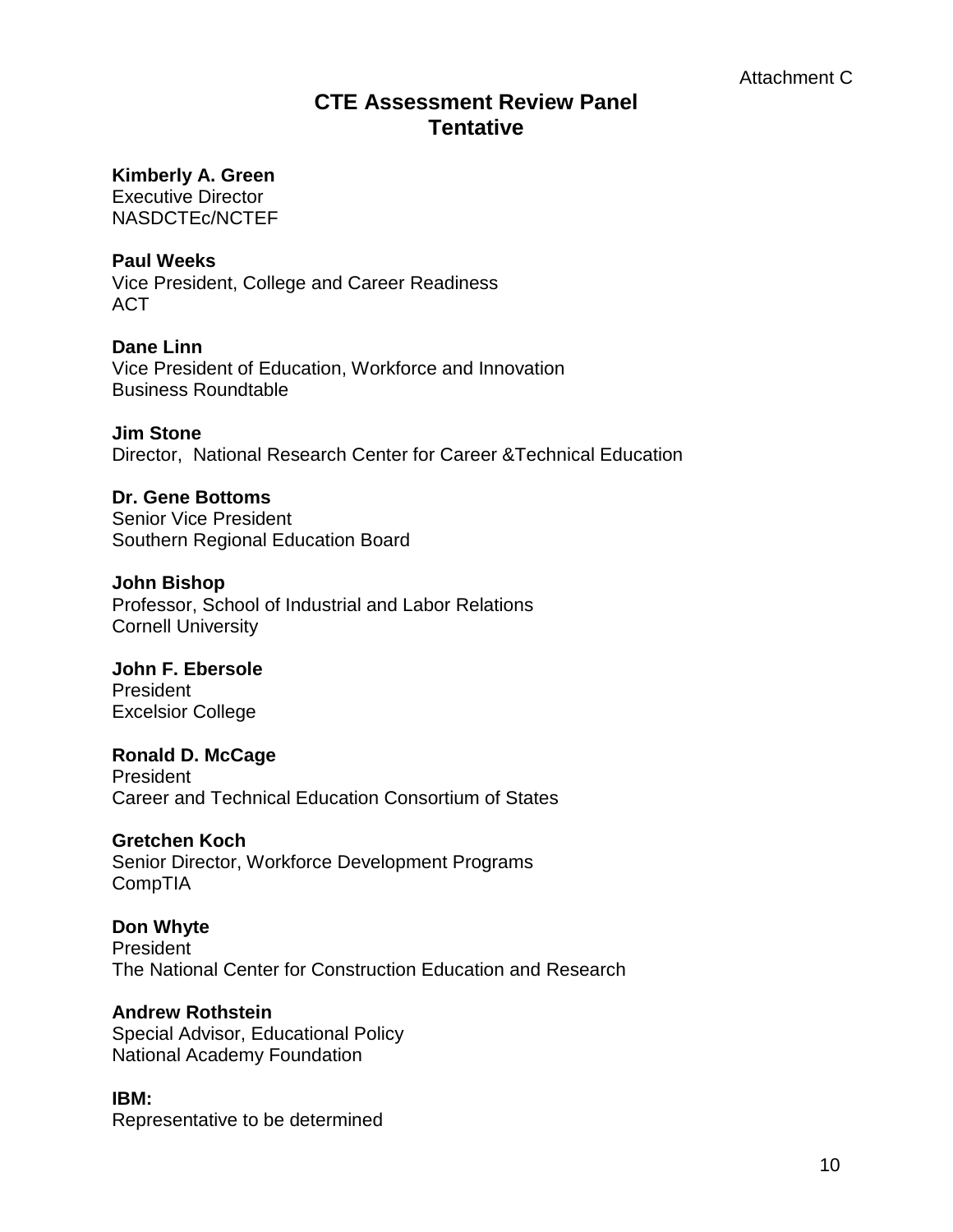Attachment C

# CTE Assessment Review Panel
## Tentative

**Kimberly A. Green**
Executive Director
NASDCTEc/NCTEF

**Paul Weeks**
Vice President, College and Career Readiness
ACT

**Dane Linn**
Vice President of Education, Workforce and Innovation
Business Roundtable

**Jim Stone**
Director, National Research Center for Career &Technical Education

**Dr. Gene Bottoms**
Senior Vice President
Southern Regional Education Board

**John Bishop**
Professor, School of Industrial and Labor Relations
Cornell University

**John F. Ebersole**
President
Excelsior College

**Ronald D. McCage**
President
Career and Technical Education Consortium of States

**Gretchen Koch**
Senior Director, Workforce Development Programs
CompTIA

**Don Whyte**
President
The National Center for Construction Education and Research

**Andrew Rothstein**
Special Advisor, Educational Policy
National Academy Foundation

**IBM:**
Representative to be determined